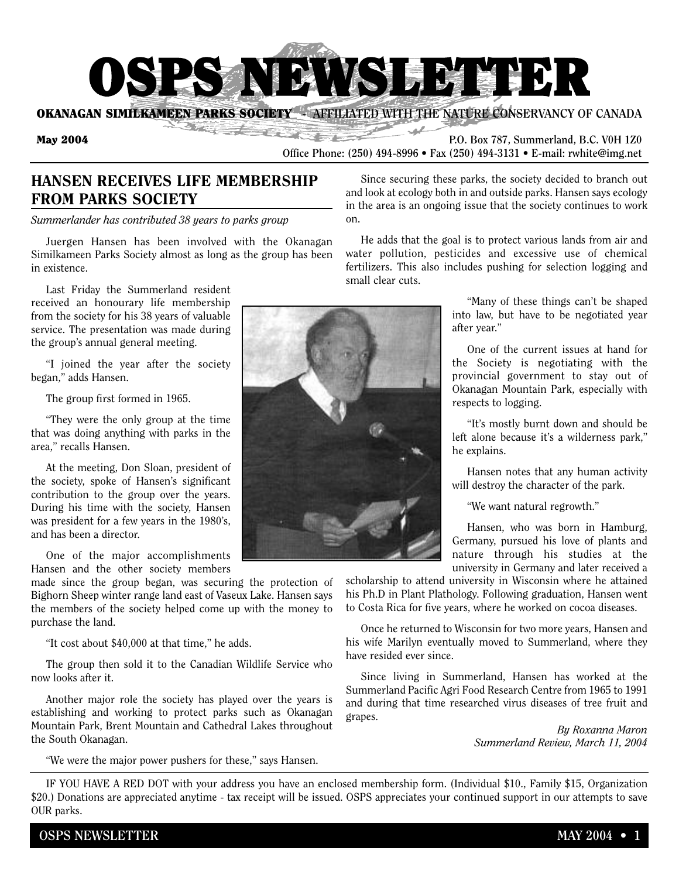# OSPS NEWSLETTER

**OKANAGAN SIMILKAMEEN PARKS SOCIETY - AFFILIATED WITH THE NATURE CONSERVANCY OF CANADA**

**May 2004**

P.O. Box 787, Summerland, B.C. V0H 1Z0
Office Phone: (250) 494-8996 • Fax (250) 494-3131 • E-mail: rwhite@img.net

## HANSEN RECEIVES LIFE MEMBERSHIP FROM PARKS SOCIETY

*Summerlander has contributed 38 years to parks group*

Juergen Hansen has been involved with the Okanagan Similkameen Parks Society almost as long as the group has been in existence.

Last Friday the Summerland resident received an honourary life membership from the society for his 38 years of valuable service. The presentation was made during the group's annual general meeting.

"I joined the year after the society began," adds Hansen.

The group first formed in 1965.

"They were the only group at the time that was doing anything with parks in the area," recalls Hansen.

At the meeting, Don Sloan, president of the society, spoke of Hansen's significant contribution to the group over the years. During his time with the society, Hansen was president for a few years in the 1980's, and has been a director.

One of the major accomplishments Hansen and the other society members made since the group began, was securing the protection of Bighorn Sheep winter range land east of Vaseux Lake. Hansen says the members of the society helped come up with the money to purchase the land.

"It cost about $40,000 at that time," he adds.

The group then sold it to the Canadian Wildlife Service who now looks after it.

Another major role the society has played over the years is establishing and working to protect parks such as Okanagan Mountain Park, Brent Mountain and Cathedral Lakes throughout the South Okanagan.

"We were the major power pushers for these," says Hansen.

Since securing these parks, the society decided to branch out and look at ecology both in and outside parks. Hansen says ecology in the area is an ongoing issue that the society continues to work on.

He adds that the goal is to protect various lands from air and water pollution, pesticides and excessive use of chemical fertilizers. This also includes pushing for selection logging and small clear cuts.

"Many of these things can't be shaped into law, but have to be negotiated year after year."

One of the current issues at hand for the Society is negotiating with the provincial government to stay out of Okanagan Mountain Park, especially with respects to logging.

"It's mostly burnt down and should be left alone because it's a wilderness park," he explains.

Hansen notes that any human activity will destroy the character of the park.

"We want natural regrowth."

Hansen, who was born in Hamburg, Germany, pursued his love of plants and nature through his studies at the university in Germany and later received a scholarship to attend university in Wisconsin where he attained his Ph.D in Plant Plathology. Following graduation, Hansen went to Costa Rica for five years, where he worked on cocoa diseases.

Once he returned to Wisconsin for two more years, Hansen and his wife Marilyn eventually moved to Summerland, where they have resided ever since.

Since living in Summerland, Hansen has worked at the Summerland Pacific Agri Food Research Centre from 1965 to 1991 and during that time researched virus diseases of tree fruit and grapes.

*By Roxanna Maron*
*Summerland Review, March 11, 2004*

---

IF YOU HAVE A RED DOT with your address you have an enclosed membership form. (Individual $10., Family $15, Organization $20.) Donations are appreciated anytime - tax receipt will be issued. OSPS appreciates your continued support in our attempts to save OUR parks.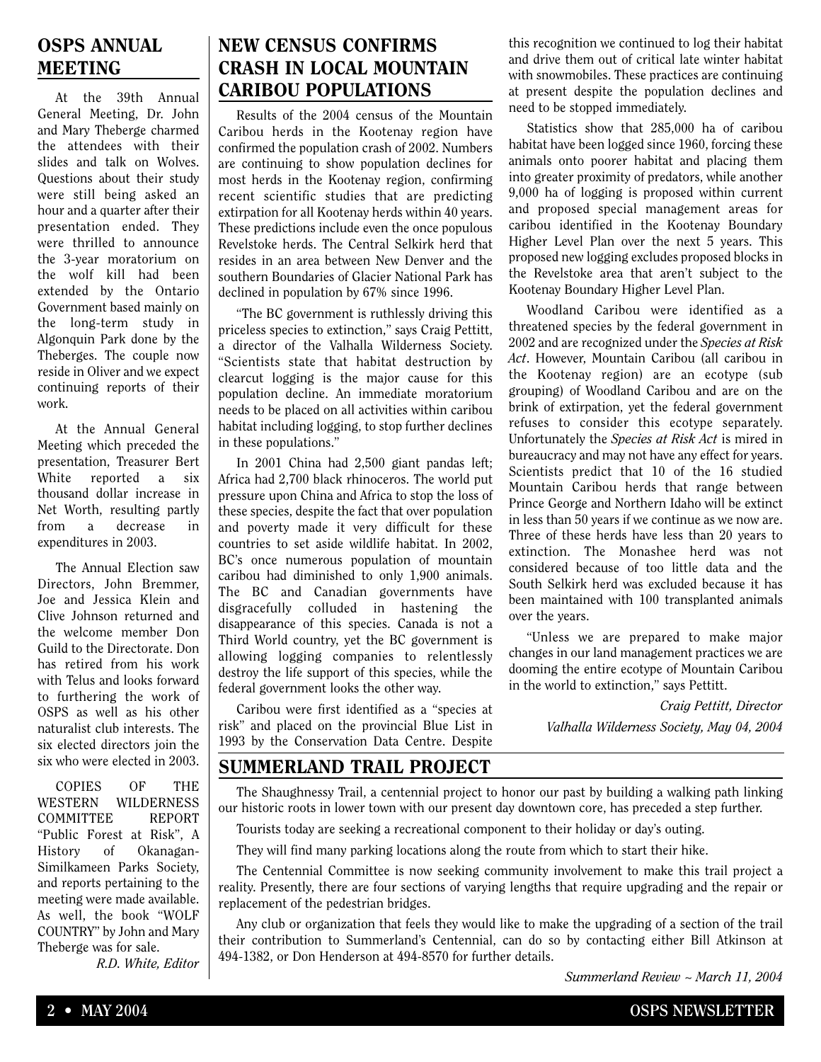## OSPS ANNUAL MEETING

At the 39th Annual General Meeting, Dr. John and Mary Theberge charmed the attendees with their slides and talk on Wolves. Questions about their study were still being asked an hour and a quarter after their presentation ended. They were thrilled to announce the 3-year moratorium on the wolf kill had been extended by the Ontario Government based mainly on the long-term study in Algonquin Park done by the Theberges. The couple now reside in Oliver and we expect continuing reports of their work.

At the Annual General Meeting which preceded the presentation, Treasurer Bert White reported a six thousand dollar increase in Net Worth, resulting partly from a decrease in expenditures in 2003.

The Annual Election saw Directors, John Bremmer, Joe and Jessica Klein and Clive Johnson returned and the welcome member Don Guild to the Directorate. Don has retired from his work with Telus and looks forward to furthering the work of OSPS as well as his other naturalist club interests. The six elected directors join the six who were elected in 2003.

COPIES OF THE WESTERN WILDERNESS COMMITTEE REPORT "Public Forest at Risk", A History of Okanagan-Similkameen Parks Society, and reports pertaining to the meeting were made available. As well, the book "WOLF COUNTRY" by John and Mary Theberge was for sale.

*R.D. White, Editor*

## NEW CENSUS CONFIRMS CRASH IN LOCAL MOUNTAIN CARIBOU POPULATIONS

Results of the 2004 census of the Mountain Caribou herds in the Kootenay region have confirmed the population crash of 2002. Numbers are continuing to show population declines for most herds in the Kootenay region, confirming recent scientific studies that are predicting extirpation for all Kootenay herds within 40 years. These predictions include even the once populous Revelstoke herds. The Central Selkirk herd that resides in an area between New Denver and the southern Boundaries of Glacier National Park has declined in population by 67% since 1996.

"The BC government is ruthlessly driving this priceless species to extinction," says Craig Pettitt, a director of the Valhalla Wilderness Society. "Scientists state that habitat destruction by clearcut logging is the major cause for this population decline. An immediate moratorium needs to be placed on all activities within caribou habitat including logging, to stop further declines in these populations."

In 2001 China had 2,500 giant pandas left; Africa had 2,700 black rhinoceros. The world put pressure upon China and Africa to stop the loss of these species, despite the fact that over population and poverty made it very difficult for these countries to set aside wildlife habitat. In 2002, BC's once numerous population of mountain caribou had diminished to only 1,900 animals. The BC and Canadian governments have disgracefully colluded in hastening the disappearance of this species. Canada is not a Third World country, yet the BC government is allowing logging companies to relentlessly destroy the life support of this species, while the federal government looks the other way.

Caribou were first identified as a "species at risk" and placed on the provincial Blue List in 1993 by the Conservation Data Centre. Despite this recognition we continued to log their habitat and drive them out of critical late winter habitat with snowmobiles. These practices are continuing at present despite the population declines and need to be stopped immediately.

Statistics show that 285,000 ha of caribou habitat have been logged since 1960, forcing these animals onto poorer habitat and placing them into greater proximity of predators, while another 9,000 ha of logging is proposed within current and proposed special management areas for caribou identified in the Kootenay Boundary Higher Level Plan over the next 5 years. This proposed new logging excludes proposed blocks in the Revelstoke area that aren't subject to the Kootenay Boundary Higher Level Plan.

Woodland Caribou were identified as a threatened species by the federal government in 2002 and are recognized under the *Species at Risk Act*. However, Mountain Caribou (all caribou in the Kootenay region) are an ecotype (sub grouping) of Woodland Caribou and are on the brink of extirpation, yet the federal government refuses to consider this ecotype separately. Unfortunately the *Species at Risk Act* is mired in bureaucracy and may not have any effect for years. Scientists predict that 10 of the 16 studied Mountain Caribou herds that range between Prince George and Northern Idaho will be extinct in less than 50 years if we continue as we now are. Three of these herds have less than 20 years to extinction. The Monashee herd was not considered because of too little data and the South Selkirk herd was excluded because it has been maintained with 100 transplanted animals over the years.

"Unless we are prepared to make major changes in our land management practices we are dooming the entire ecotype of Mountain Caribou in the world to extinction," says Pettitt.

*Craig Pettitt, Director*
*Valhalla Wilderness Society, May 04, 2004*

## SUMMERLAND TRAIL PROJECT

The Shaughnessy Trail, a centennial project to honor our past by building a walking path linking our historic roots in lower town with our present day downtown core, has preceded a step further.

Tourists today are seeking a recreational component to their holiday or day's outing.

They will find many parking locations along the route from which to start their hike.

The Centennial Committee is now seeking community involvement to make this trail project a reality. Presently, there are four sections of varying lengths that require upgrading and the repair or replacement of the pedestrian bridges.

Any club or organization that feels they would like to make the upgrading of a section of the trail their contribution to Summerland's Centennial, can do so by contacting either Bill Atkinson at 494-1382, or Don Henderson at 494-8570 for further details.

*Summerland Review ~ March 11, 2004*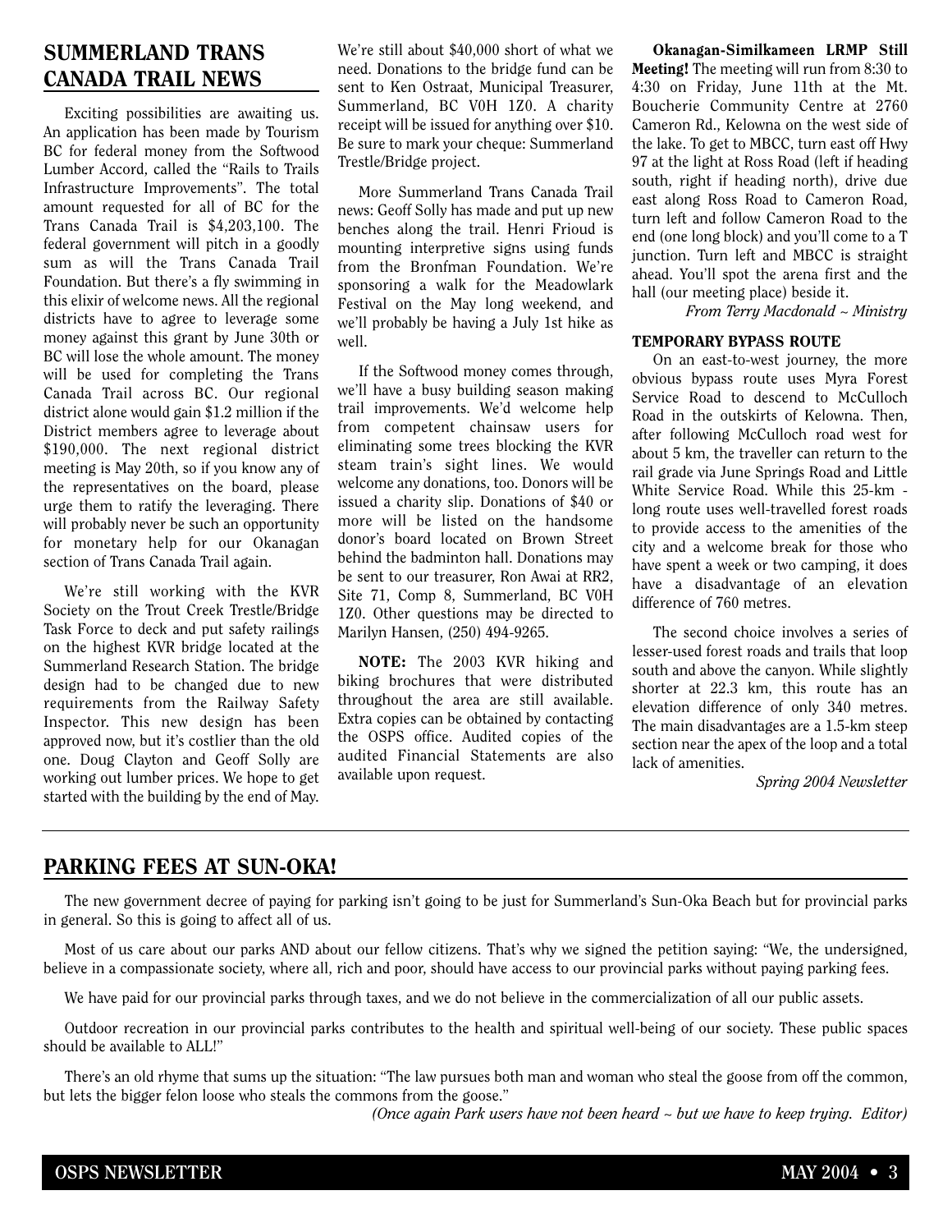## SUMMERLAND TRANS CANADA TRAIL NEWS

Exciting possibilities are awaiting us. An application has been made by Tourism BC for federal money from the Softwood Lumber Accord, called the "Rails to Trails Infrastructure Improvements". The total amount requested for all of BC for the Trans Canada Trail is $4,203,100. The federal government will pitch in a goodly sum as will the Trans Canada Trail Foundation. But there's a fly swimming in this elixir of welcome news. All the regional districts have to agree to leverage some money against this grant by June 30th or BC will lose the whole amount. The money will be used for completing the Trans Canada Trail across BC. Our regional district alone would gain $1.2 million if the District members agree to leverage about $190,000. The next regional district meeting is May 20th, so if you know any of the representatives on the board, please urge them to ratify the leveraging. There will probably never be such an opportunity for monetary help for our Okanagan section of Trans Canada Trail again.

We're still working with the KVR Society on the Trout Creek Trestle/Bridge Task Force to deck and put safety railings on the highest KVR bridge located at the Summerland Research Station. The bridge design had to be changed due to new requirements from the Railway Safety Inspector. This new design has been approved now, but it's costlier than the old one. Doug Clayton and Geoff Solly are working out lumber prices. We hope to get started with the building by the end of May. We're still about $40,000 short of what we need. Donations to the bridge fund can be sent to Ken Ostraat, Municipal Treasurer, Summerland, BC V0H 1Z0. A charity receipt will be issued for anything over $10. Be sure to mark your cheque: Summerland Trestle/Bridge project.

More Summerland Trans Canada Trail news: Geoff Solly has made and put up new benches along the trail. Henri Frioud is mounting interpretive signs using funds from the Bronfman Foundation. We're sponsoring a walk for the Meadowlark Festival on the May long weekend, and we'll probably be having a July 1st hike as well.

If the Softwood money comes through, we'll have a busy building season making trail improvements. We'd welcome help from competent chainsaw users for eliminating some trees blocking the KVR steam train's sight lines. We would welcome any donations, too. Donors will be issued a charity slip. Donations of $40 or more will be listed on the handsome donor's board located on Brown Street behind the badminton hall. Donations may be sent to our treasurer, Ron Awai at RR2, Site 71, Comp 8, Summerland, BC V0H 1Z0. Other questions may be directed to Marilyn Hansen, (250) 494-9265.

**NOTE:** The 2003 KVR hiking and biking brochures that were distributed throughout the area are still available. Extra copies can be obtained by contacting the OSPS office. Audited copies of the audited Financial Statements are also available upon request.

**Okanagan-Similkameen LRMP Still Meeting!** The meeting will run from 8:30 to 4:30 on Friday, June 11th at the Mt. Boucherie Community Centre at 2760 Cameron Rd., Kelowna on the west side of the lake. To get to MBCC, turn east off Hwy 97 at the light at Ross Road (left if heading south, right if heading north), drive due east along Ross Road to Cameron Road, turn left and follow Cameron Road to the end (one long block) and you'll come to a T junction. Turn left and MBCC is straight ahead. You'll spot the arena first and the hall (our meeting place) beside it.

*From Terry Macdonald ~ Ministry*

**TEMPORARY BYPASS ROUTE**

On an east-to-west journey, the more obvious bypass route uses Myra Forest Service Road to descend to McCulloch Road in the outskirts of Kelowna. Then, after following McCulloch road west for about 5 km, the traveller can return to the rail grade via June Springs Road and Little White Service Road. While this 25-km - long route uses well-travelled forest roads to provide access to the amenities of the city and a welcome break for those who have spent a week or two camping, it does have a disadvantage of an elevation difference of 760 metres.

The second choice involves a series of lesser-used forest roads and trails that loop south and above the canyon. While slightly shorter at 22.3 km, this route has an elevation difference of only 340 metres. The main disadvantages are a 1.5-km steep section near the apex of the loop and a total lack of amenities.

*Spring 2004 Newsletter*

## PARKING FEES AT SUN-OKA!

The new government decree of paying for parking isn't going to be just for Summerland's Sun-Oka Beach but for provincial parks in general. So this is going to affect all of us.

Most of us care about our parks AND about our fellow citizens. That's why we signed the petition saying: "We, the undersigned, believe in a compassionate society, where all, rich and poor, should have access to our provincial parks without paying parking fees.

We have paid for our provincial parks through taxes, and we do not believe in the commercialization of all our public assets.

Outdoor recreation in our provincial parks contributes to the health and spiritual well-being of our society. These public spaces should be available to ALL!"

There's an old rhyme that sums up the situation: "The law pursues both man and woman who steal the goose from off the common, but lets the bigger felon loose who steals the commons from the goose."

*(Once again Park users have not been heard ~ but we have to keep trying. Editor)*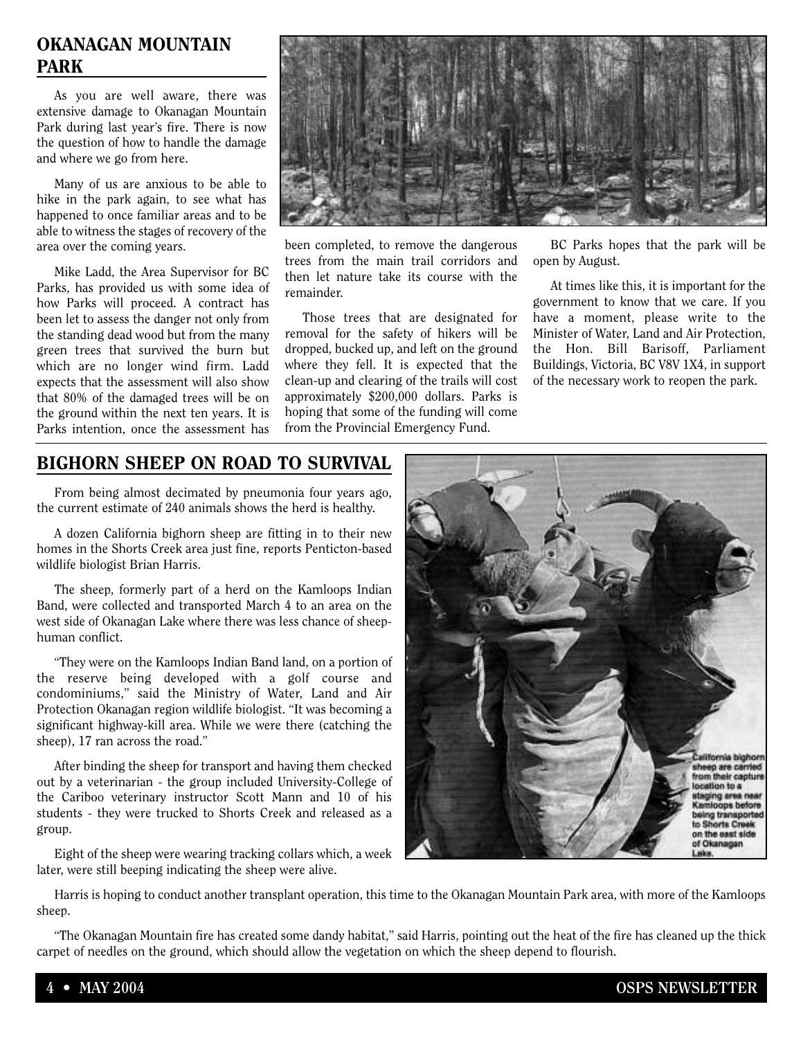## OKANAGAN MOUNTAIN PARK

As you are well aware, there was extensive damage to Okanagan Mountain Park during last year's fire. There is now the question of how to handle the damage and where we go from here.

Many of us are anxious to be able to hike in the park again, to see what has happened to once familiar areas and to be able to witness the stages of recovery of the area over the coming years.

Mike Ladd, the Area Supervisor for BC Parks, has provided us with some idea of how Parks will proceed. A contract has been let to assess the danger not only from the standing dead wood but from the many green trees that survived the burn but which are no longer wind firm. Ladd expects that the assessment will also show that 80% of the damaged trees will be on the ground within the next ten years. It is Parks intention, once the assessment has been completed, to remove the dangerous trees from the main trail corridors and then let nature take its course with the remainder.

Those trees that are designated for removal for the safety of hikers will be dropped, bucked up, and left on the ground where they fell. It is expected that the clean-up and clearing of the trails will cost approximately $200,000 dollars. Parks is hoping that some of the funding will come from the Provincial Emergency Fund.

BC Parks hopes that the park will be open by August.

At times like this, it is important for the government to know that we care. If you have a moment, please write to the Minister of Water, Land and Air Protection, the Hon. Bill Barisoff, Parliament Buildings, Victoria, BC V8V 1X4, in support of the necessary work to reopen the park.

## BIGHORN SHEEP ON ROAD TO SURVIVAL

From being almost decimated by pneumonia four years ago, the current estimate of 240 animals shows the herd is healthy.

A dozen California bighorn sheep are fitting in to their new homes in the Shorts Creek area just fine, reports Penticton-based wildlife biologist Brian Harris.

The sheep, formerly part of a herd on the Kamloops Indian Band, were collected and transported March 4 to an area on the west side of Okanagan Lake where there was less chance of sheep-human conflict.

"They were on the Kamloops Indian Band land, on a portion of the reserve being developed with a golf course and condominiums," said the Ministry of Water, Land and Air Protection Okanagan region wildlife biologist. "It was becoming a significant highway-kill area. While we were there (catching the sheep), 17 ran across the road."

After binding the sheep for transport and having them checked out by a veterinarian - the group included University-College of the Cariboo veterinary instructor Scott Mann and 10 of his students - they were trucked to Shorts Creek and released as a group.

Eight of the sheep were wearing tracking collars which, a week later, were still beeping indicating the sheep were alive.

California bighorn sheep are carried from their capture location to a staging area near Kamloops before being transported to Shorts Creek on the east side of Okanagan Lake.

Harris is hoping to conduct another transplant operation, this time to the Okanagan Mountain Park area, with more of the Kamloops sheep.

"The Okanagan Mountain fire has created some dandy habitat," said Harris, pointing out the heat of the fire has cleaned up the thick carpet of needles on the ground, which should allow the vegetation on which the sheep depend to flourish.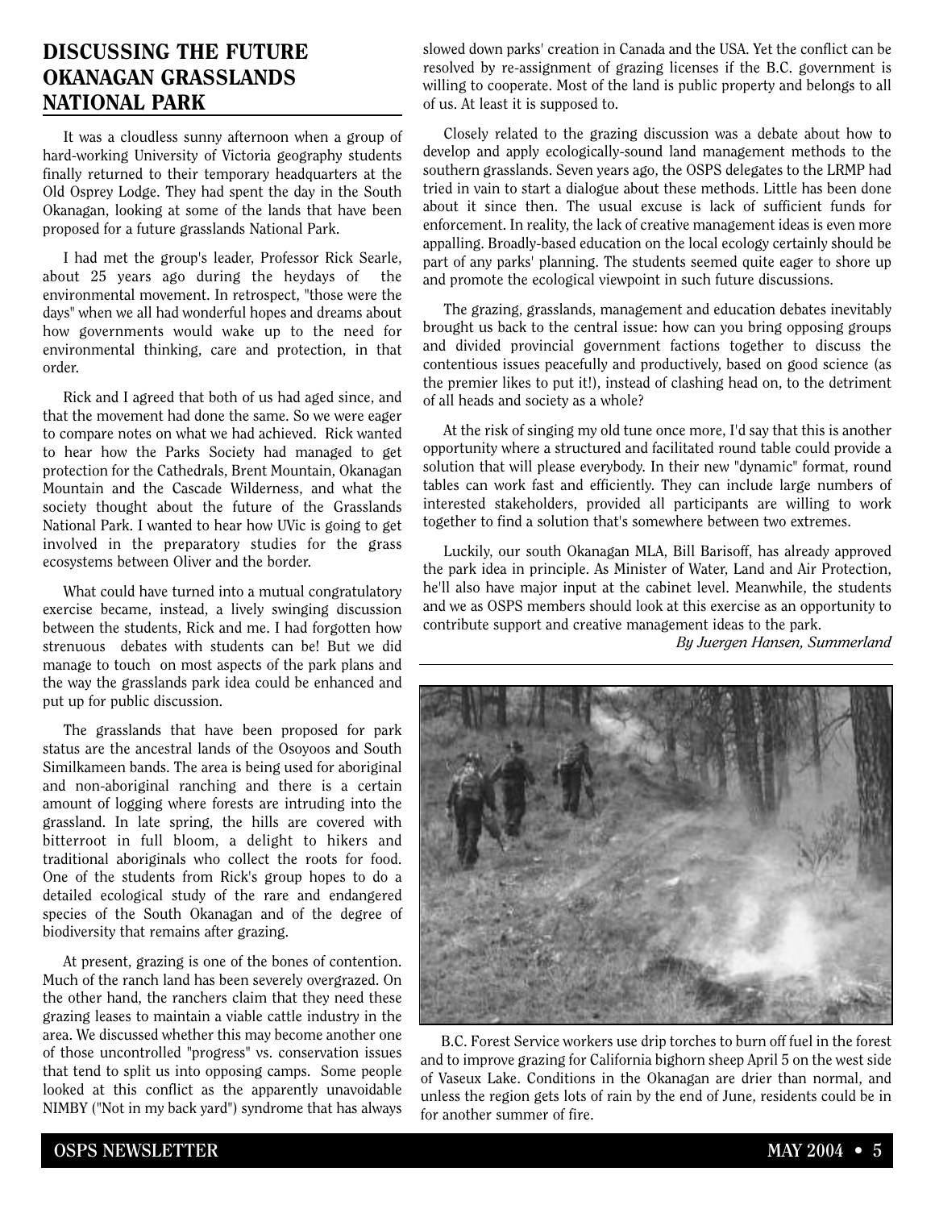## DISCUSSING THE FUTURE OKANAGAN GRASSLANDS NATIONAL PARK

It was a cloudless sunny afternoon when a group of hard-working University of Victoria geography students finally returned to their temporary headquarters at the Old Osprey Lodge. They had spent the day in the South Okanagan, looking at some of the lands that have been proposed for a future grasslands National Park.

I had met the group's leader, Professor Rick Searle, about 25 years ago during the heydays of the environmental movement. In retrospect, "those were the days" when we all had wonderful hopes and dreams about how governments would wake up to the need for environmental thinking, care and protection, in that order.

Rick and I agreed that both of us had aged since, and that the movement had done the same. So we were eager to compare notes on what we had achieved. Rick wanted to hear how the Parks Society had managed to get protection for the Cathedrals, Brent Mountain, Okanagan Mountain and the Cascade Wilderness, and what the society thought about the future of the Grasslands National Park. I wanted to hear how UVic is going to get involved in the preparatory studies for the grass ecosystems between Oliver and the border.

What could have turned into a mutual congratulatory exercise became, instead, a lively swinging discussion between the students, Rick and me. I had forgotten how strenuous debates with students can be! But we did manage to touch on most aspects of the park plans and the way the grasslands park idea could be enhanced and put up for public discussion.

The grasslands that have been proposed for park status are the ancestral lands of the Osoyoos and South Similkameen bands. The area is being used for aboriginal and non-aboriginal ranching and there is a certain amount of logging where forests are intruding into the grassland. In late spring, the hills are covered with bitterroot in full bloom, a delight to hikers and traditional aboriginals who collect the roots for food. One of the students from Rick's group hopes to do a detailed ecological study of the rare and endangered species of the South Okanagan and of the degree of biodiversity that remains after grazing.

At present, grazing is one of the bones of contention. Much of the ranch land has been severely overgrazed. On the other hand, the ranchers claim that they need these grazing leases to maintain a viable cattle industry in the area. We discussed whether this may become another one of those uncontrolled "progress" vs. conservation issues that tend to split us into opposing camps. Some people looked at this conflict as the apparently unavoidable NIMBY ("Not in my back yard") syndrome that has always slowed down parks' creation in Canada and the USA. Yet the conflict can be resolved by re-assignment of grazing licenses if the B.C. government is willing to cooperate. Most of the land is public property and belongs to all of us. At least it is supposed to.

Closely related to the grazing discussion was a debate about how to develop and apply ecologically-sound land management methods to the southern grasslands. Seven years ago, the OSPS delegates to the LRMP had tried in vain to start a dialogue about these methods. Little has been done about it since then. The usual excuse is lack of sufficient funds for enforcement. In reality, the lack of creative management ideas is even more appalling. Broadly-based education on the local ecology certainly should be part of any parks' planning. The students seemed quite eager to shore up and promote the ecological viewpoint in such future discussions.

The grazing, grasslands, management and education debates inevitably brought us back to the central issue: how can you bring opposing groups and divided provincial government factions together to discuss the contentious issues peacefully and productively, based on good science (as the premier likes to put it!), instead of clashing head on, to the detriment of all heads and society as a whole?

At the risk of singing my old tune once more, I'd say that this is another opportunity where a structured and facilitated round table could provide a solution that will please everybody. In their new "dynamic" format, round tables can work fast and efficiently. They can include large numbers of interested stakeholders, provided all participants are willing to work together to find a solution that's somewhere between two extremes.

Luckily, our south Okanagan MLA, Bill Barisoff, has already approved the park idea in principle. As Minister of Water, Land and Air Protection, he'll also have major input at the cabinet level. Meanwhile, the students and we as OSPS members should look at this exercise as an opportunity to contribute support and creative management ideas to the park.

*By Juergen Hansen, Summerland*

B.C. Forest Service workers use drip torches to burn off fuel in the forest and to improve grazing for California bighorn sheep April 5 on the west side of Vaseux Lake. Conditions in the Okanagan are drier than normal, and unless the region gets lots of rain by the end of June, residents could be in for another summer of fire.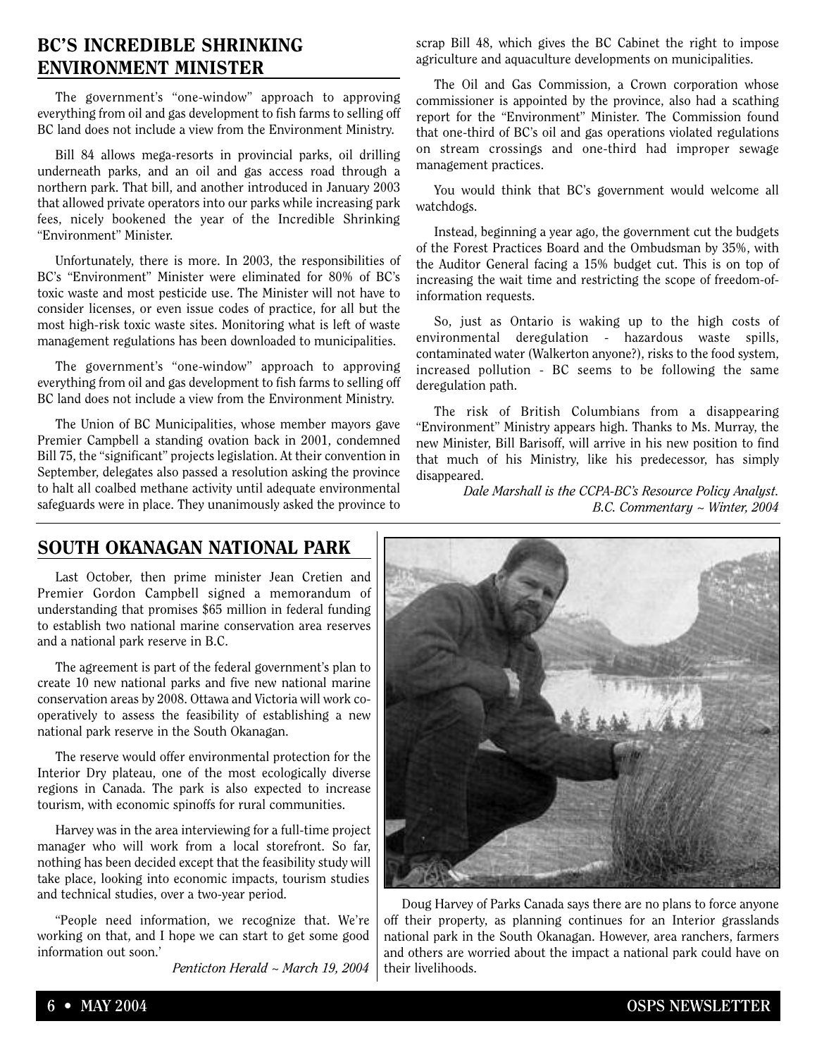## BC'S INCREDIBLE SHRINKING ENVIRONMENT MINISTER

The government's "one-window" approach to approving everything from oil and gas development to fish farms to selling off BC land does not include a view from the Environment Ministry.

Bill 84 allows mega-resorts in provincial parks, oil drilling underneath parks, and an oil and gas access road through a northern park. That bill, and another introduced in January 2003 that allowed private operators into our parks while increasing park fees, nicely bookended the year of the Incredible Shrinking "Environment" Minister.

Unfortunately, there is more. In 2003, the responsibilities of BC's "Environment" Minister were eliminated for 80% of BC's toxic waste and most pesticide use. The Minister will not have to consider licenses, or even issue codes of practice, for all but the most high-risk toxic waste sites. Monitoring what is left of waste management regulations has been downloaded to municipalities.

The government's "one-window" approach to approving everything from oil and gas development to fish farms to selling off BC land does not include a view from the Environment Ministry.

The Union of BC Municipalities, whose member mayors gave Premier Campbell a standing ovation back in 2001, condemned Bill 75, the "significant" projects legislation. At their convention in September, delegates also passed a resolution asking the province to halt all coalbed methane activity until adequate environmental safeguards were in place. They unanimously asked the province to scrap Bill 48, which gives the BC Cabinet the right to impose agriculture and aquaculture developments on municipalities.

The Oil and Gas Commission, a Crown corporation whose commissioner is appointed by the province, also had a scathing report for the "Environment" Minister. The Commission found that one-third of BC's oil and gas operations violated regulations on stream crossings and one-third had improper sewage management practices.

You would think that BC's government would welcome all watchdogs.

Instead, beginning a year ago, the government cut the budgets of the Forest Practices Board and the Ombudsman by 35%, with the Auditor General facing a 15% budget cut. This is on top of increasing the wait time and restricting the scope of freedom-of-information requests.

So, just as Ontario is waking up to the high costs of environmental deregulation - hazardous waste spills, contaminated water (Walkerton anyone?), risks to the food system, increased pollution - BC seems to be following the same deregulation path.

The risk of British Columbians from a disappearing "Environment" Ministry appears high. Thanks to Ms. Murray, the new Minister, Bill Barisoff, will arrive in his new position to find that much of his Ministry, like his predecessor, has simply disappeared.

*Dale Marshall is the CCPA-BC's Resource Policy Analyst.*
*B.C. Commentary ~ Winter, 2004*

## SOUTH OKANAGAN NATIONAL PARK

Last October, then prime minister Jean Cretien and Premier Gordon Campbell signed a memorandum of understanding that promises $65 million in federal funding to establish two national marine conservation area reserves and a national park reserve in B.C.

The agreement is part of the federal government's plan to create 10 new national parks and five new national marine conservation areas by 2008. Ottawa and Victoria will work co-operatively to assess the feasibility of establishing a new national park reserve in the South Okanagan.

The reserve would offer environmental protection for the Interior Dry plateau, one of the most ecologically diverse regions in Canada. The park is also expected to increase tourism, with economic spinoffs for rural communities.

Harvey was in the area interviewing for a full-time project manager who will work from a local storefront. So far, nothing has been decided except that the feasibility study will take place, looking into economic impacts, tourism studies and technical studies, over a two-year period.

"People need information, we recognize that. We're working on that, and I hope we can start to get some good information out soon.'

*Penticton Herald ~ March 19, 2004*

Doug Harvey of Parks Canada says there are no plans to force anyone off their property, as planning continues for an Interior grasslands national park in the South Okanagan. However, area ranchers, farmers and others are worried about the impact a national park could have on their livelihoods.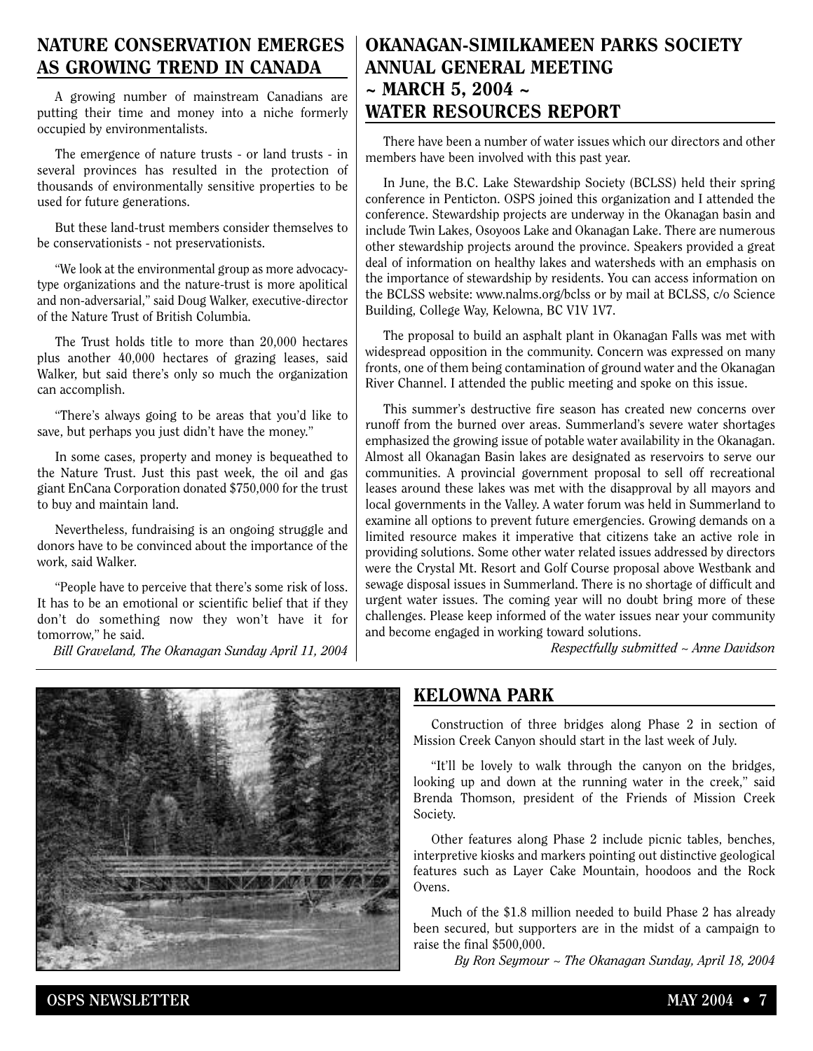## NATURE CONSERVATION EMERGES AS GROWING TREND IN CANADA

A growing number of mainstream Canadians are putting their time and money into a niche formerly occupied by environmentalists.

The emergence of nature trusts - or land trusts - in several provinces has resulted in the protection of thousands of environmentally sensitive properties to be used for future generations.

But these land-trust members consider themselves to be conservationists - not preservationists.

"We look at the environmental group as more advocacy-type organizations and the nature-trust is more apolitical and non-adversarial," said Doug Walker, executive-director of the Nature Trust of British Columbia.

The Trust holds title to more than 20,000 hectares plus another 40,000 hectares of grazing leases, said Walker, but said there's only so much the organization can accomplish.

"There's always going to be areas that you'd like to save, but perhaps you just didn't have the money."

In some cases, property and money is bequeathed to the Nature Trust. Just this past week, the oil and gas giant EnCana Corporation donated $750,000 for the trust to buy and maintain land.

Nevertheless, fundraising is an ongoing struggle and donors have to be convinced about the importance of the work, said Walker.

"People have to perceive that there's some risk of loss. It has to be an emotional or scientific belief that if they don't do something now they won't have it for tomorrow," he said.

*Bill Graveland, The Okanagan Sunday April 11, 2004*

## OKANAGAN-SIMILKAMEEN PARKS SOCIETY ANNUAL GENERAL MEETING ~ MARCH 5, 2004 ~ WATER RESOURCES REPORT

There have been a number of water issues which our directors and other members have been involved with this past year.

In June, the B.C. Lake Stewardship Society (BCLSS) held their spring conference in Penticton. OSPS joined this organization and I attended the conference. Stewardship projects are underway in the Okanagan basin and include Twin Lakes, Osoyoos Lake and Okanagan Lake. There are numerous other stewardship projects around the province. Speakers provided a great deal of information on healthy lakes and watersheds with an emphasis on the importance of stewardship by residents. You can access information on the BCLSS website: www.nalms.org/bclss or by mail at BCLSS, c/o Science Building, College Way, Kelowna, BC V1V 1V7.

The proposal to build an asphalt plant in Okanagan Falls was met with widespread opposition in the community. Concern was expressed on many fronts, one of them being contamination of ground water and the Okanagan River Channel. I attended the public meeting and spoke on this issue.

This summer's destructive fire season has created new concerns over runoff from the burned over areas. Summerland's severe water shortages emphasized the growing issue of potable water availability in the Okanagan. Almost all Okanagan Basin lakes are designated as reservoirs to serve our communities. A provincial government proposal to sell off recreational leases around these lakes was met with the disapproval by all mayors and local governments in the Valley. A water forum was held in Summerland to examine all options to prevent future emergencies. Growing demands on a limited resource makes it imperative that citizens take an active role in providing solutions. Some other water related issues addressed by directors were the Crystal Mt. Resort and Golf Course proposal above Westbank and sewage disposal issues in Summerland. There is no shortage of difficult and urgent water issues. The coming year will no doubt bring more of these challenges. Please keep informed of the water issues near your community and become engaged in working toward solutions.

*Respectfully submitted ~ Anne Davidson*

## KELOWNA PARK

Construction of three bridges along Phase 2 in section of Mission Creek Canyon should start in the last week of July.

"It'll be lovely to walk through the canyon on the bridges, looking up and down at the running water in the creek," said Brenda Thomson, president of the Friends of Mission Creek Society.

Other features along Phase 2 include picnic tables, benches, interpretive kiosks and markers pointing out distinctive geological features such as Layer Cake Mountain, hoodoos and the Rock Ovens.

Much of the $1.8 million needed to build Phase 2 has already been secured, but supporters are in the midst of a campaign to raise the final $500,000.

*By Ron Seymour ~ The Okanagan Sunday, April 18, 2004*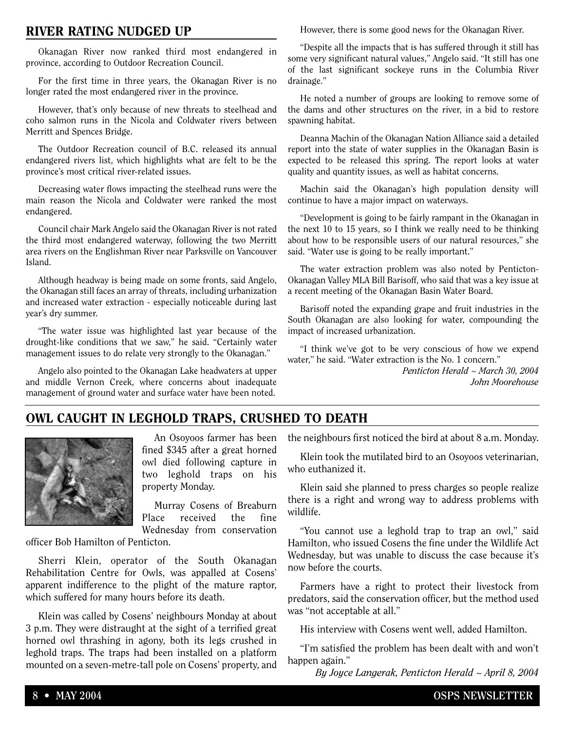## RIVER RATING NUDGED UP

Okanagan River now ranked third most endangered in province, according to Outdoor Recreation Council.

For the first time in three years, the Okanagan River is no longer rated the most endangered river in the province.

However, that's only because of new threats to steelhead and coho salmon runs in the Nicola and Coldwater rivers between Merritt and Spences Bridge.

The Outdoor Recreation council of B.C. released its annual endangered rivers list, which highlights what are felt to be the province's most critical river-related issues.

Decreasing water flows impacting the steelhead runs were the main reason the Nicola and Coldwater were ranked the most endangered.

Council chair Mark Angelo said the Okanagan River is not rated the third most endangered waterway, following the two Merritt area rivers on the Englishman River near Parksville on Vancouver Island.

Although headway is being made on some fronts, said Angelo, the Okanagan still faces an array of threats, including urbanization and increased water extraction - especially noticeable during last year's dry summer.

"The water issue was highlighted last year because of the drought-like conditions that we saw," he said. "Certainly water management issues to do relate very strongly to the Okanagan."

Angelo also pointed to the Okanagan Lake headwaters at upper and middle Vernon Creek, where concerns about inadequate management of ground water and surface water have been noted.

However, there is some good news for the Okanagan River.

"Despite all the impacts that is has suffered through it still has some very significant natural values," Angelo said. "It still has one of the last significant sockeye runs in the Columbia River drainage."

He noted a number of groups are looking to remove some of the dams and other structures on the river, in a bid to restore spawning habitat.

Deanna Machin of the Okanagan Nation Alliance said a detailed report into the state of water supplies in the Okanagan Basin is expected to be released this spring. The report looks at water quality and quantity issues, as well as habitat concerns.

Machin said the Okanagan's high population density will continue to have a major impact on waterways.

"Development is going to be fairly rampant in the Okanagan in the next 10 to 15 years, so I think we really need to be thinking about how to be responsible users of our natural resources," she said. "Water use is going to be really important."

The water extraction problem was also noted by Penticton-Okanagan Valley MLA Bill Barisoff, who said that was a key issue at a recent meeting of the Okanagan Basin Water Board.

Barisoff noted the expanding grape and fruit industries in the South Okanagan are also looking for water, compounding the impact of increased urbanization.

"I think we've got to be very conscious of how we expend water," he said. "Water extraction is the No. 1 concern."

*Penticton Herald ~ March 30, 2004*
*John Moorehouse*

## OWL CAUGHT IN LEGHOLD TRAPS, CRUSHED TO DEATH

An Osoyoos farmer has been fined $345 after a great horned owl died following capture in two leghold traps on his property Monday.

Murray Cosens of Breaburn Place received the fine Wednesday from conservation officer Bob Hamilton of Penticton.

Sherri Klein, operator of the South Okanagan Rehabilitation Centre for Owls, was appalled at Cosens' apparent indifference to the plight of the mature raptor, which suffered for many hours before its death.

Klein was called by Cosens' neighbours Monday at about 3 p.m. They were distraught at the sight of a terrified great horned owl thrashing in agony, both its legs crushed in leghold traps. The traps had been installed on a platform mounted on a seven-metre-tall pole on Cosens' property, and the neighbours first noticed the bird at about 8 a.m. Monday.

Klein took the mutilated bird to an Osoyoos veterinarian, who euthanized it.

Klein said she planned to press charges so people realize there is a right and wrong way to address problems with wildlife.

"You cannot use a leghold trap to trap an owl," said Hamilton, who issued Cosens the fine under the Wildlife Act Wednesday, but was unable to discuss the case because it's now before the courts.

Farmers have a right to protect their livestock from predators, said the conservation officer, but the method used was "not acceptable at all."

His interview with Cosens went well, added Hamilton.

"I'm satisfied the problem has been dealt with and won't happen again."

*By Joyce Langerak, Penticton Herald ~ April 8, 2004*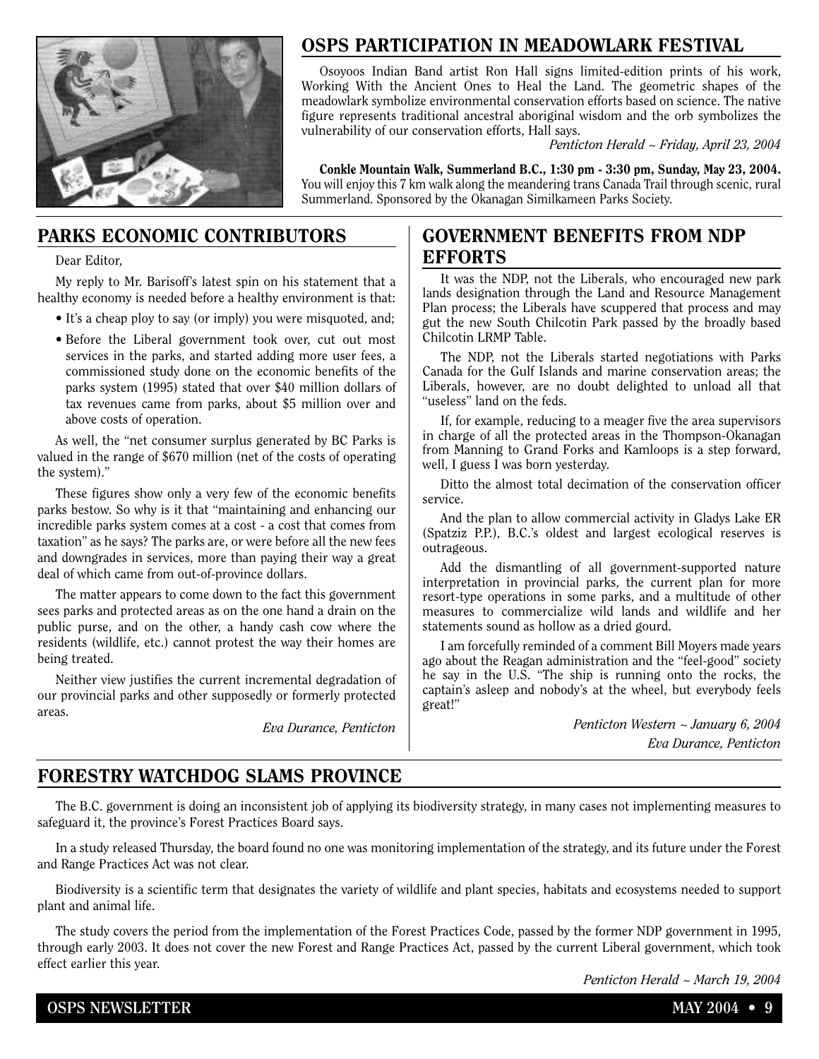## OSPS PARTICIPATION IN MEADOWLARK FESTIVAL

Osoyoos Indian Band artist Ron Hall signs limited-edition prints of his work, Working With the Ancient Ones to Heal the Land. The geometric shapes of the meadowlark symbolize environmental conservation efforts based on science. The native figure represents traditional ancestral aboriginal wisdom and the orb symbolizes the vulnerability of our conservation efforts, Hall says.

*Penticton Herald ~ Friday, April 23, 2004*

**Conkle Mountain Walk, Summerland B.C., 1:30 pm - 3:30 pm, Sunday, May 23, 2004.** You will enjoy this 7 km walk along the meandering trans Canada Trail through scenic, rural Summerland. Sponsored by the Okanagan Similkameen Parks Society.

## PARKS ECONOMIC CONTRIBUTORS

Dear Editor,

My reply to Mr. Barisoff's latest spin on his statement that a healthy economy is needed before a healthy environment is that:

- It's a cheap ploy to say (or imply) you were misquoted, and;
- Before the Liberal government took over, cut out most services in the parks, and started adding more user fees, a commissioned study done on the economic benefits of the parks system (1995) stated that over $40 million dollars of tax revenues came from parks, about $5 million over and above costs of operation.

As well, the "net consumer surplus generated by BC Parks is valued in the range of $670 million (net of the costs of operating the system)."

These figures show only a very few of the economic benefits parks bestow. So why is it that "maintaining and enhancing our incredible parks system comes at a cost - a cost that comes from taxation" as he says? The parks are, or were before all the new fees and downgrades in services, more than paying their way a great deal of which came from out-of-province dollars.

The matter appears to come down to the fact this government sees parks and protected areas as on the one hand a drain on the public purse, and on the other, a handy cash cow where the residents (wildlife, etc.) cannot protest the way their homes are being treated.

Neither view justifies the current incremental degradation of our provincial parks and other supposedly or formerly protected areas.

*Eva Durance, Penticton*

## GOVERNMENT BENEFITS FROM NDP EFFORTS

It was the NDP, not the Liberals, who encouraged new park lands designation through the Land and Resource Management Plan process; the Liberals have scuppered that process and may gut the new South Chilcotin Park passed by the broadly based Chilcotin LRMP Table.

The NDP, not the Liberals started negotiations with Parks Canada for the Gulf Islands and marine conservation areas; the Liberals, however, are no doubt delighted to unload all that "useless" land on the feds.

If, for example, reducing to a meager five the area supervisors in charge of all the protected areas in the Thompson-Okanagan from Manning to Grand Forks and Kamloops is a step forward, well, I guess I was born yesterday.

Ditto the almost total decimation of the conservation officer service.

And the plan to allow commercial activity in Gladys Lake ER (Spatziz P.P.), B.C.'s oldest and largest ecological reserves is outrageous.

Add the dismantling of all government-supported nature interpretation in provincial parks, the current plan for more resort-type operations in some parks, and a multitude of other measures to commercialize wild lands and wildlife and her statements sound as hollow as a dried gourd.

I am forcefully reminded of a comment Bill Moyers made years ago about the Reagan administration and the "feel-good" society he say in the U.S. "The ship is running onto the rocks, the captain's asleep and nobody's at the wheel, but everybody feels great!"

*Penticton Western ~ January 6, 2004*

*Eva Durance, Penticton*

## FORESTRY WATCHDOG SLAMS PROVINCE

The B.C. government is doing an inconsistent job of applying its biodiversity strategy, in many cases not implementing measures to safeguard it, the province's Forest Practices Board says.

In a study released Thursday, the board found no one was monitoring implementation of the strategy, and its future under the Forest and Range Practices Act was not clear.

Biodiversity is a scientific term that designates the variety of wildlife and plant species, habitats and ecosystems needed to support plant and animal life.

The study covers the period from the implementation of the Forest Practices Code, passed by the former NDP government in 1995, through early 2003. It does not cover the new Forest and Range Practices Act, passed by the current Liberal government, which took effect earlier this year.

*Penticton Herald ~ March 19, 2004*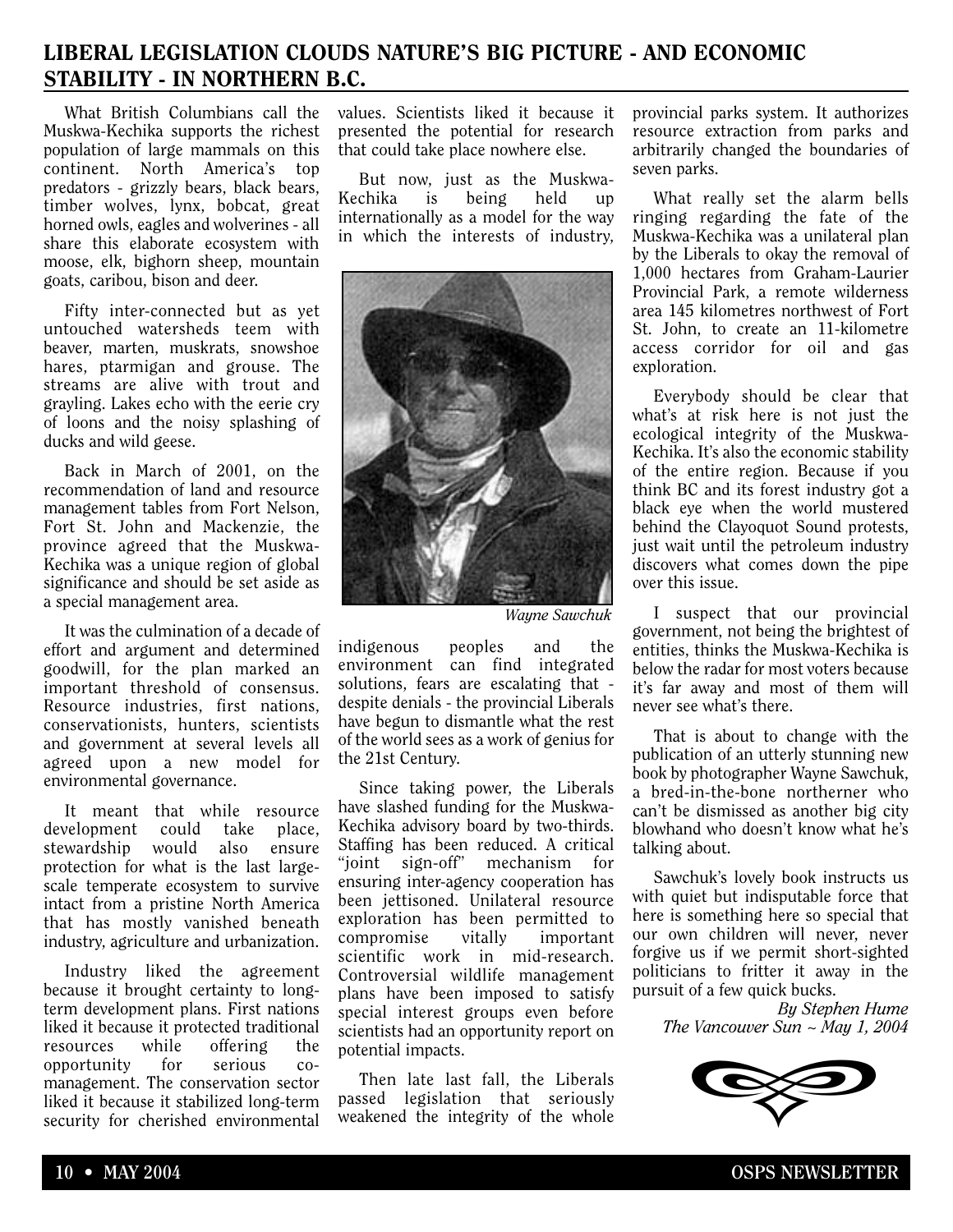## LIBERAL LEGISLATION CLOUDS NATURE'S BIG PICTURE - AND ECONOMIC STABILITY - IN NORTHERN B.C.

What British Columbians call the Muskwa-Kechika supports the richest population of large mammals on this continent. North America's top predators - grizzly bears, black bears, timber wolves, lynx, bobcat, great horned owls, eagles and wolverines - all share this elaborate ecosystem with moose, elk, bighorn sheep, mountain goats, caribou, bison and deer.

Fifty inter-connected but as yet untouched watersheds teem with beaver, marten, muskrats, snowshoe hares, ptarmigan and grouse. The streams are alive with trout and grayling. Lakes echo with the eerie cry of loons and the noisy splashing of ducks and wild geese.

Back in March of 2001, on the recommendation of land and resource management tables from Fort Nelson, Fort St. John and Mackenzie, the province agreed that the Muskwa-Kechika was a unique region of global significance and should be set aside as a special management area.

It was the culmination of a decade of effort and argument and determined goodwill, for the plan marked an important threshold of consensus. Resource industries, first nations, conservationists, hunters, scientists and government at several levels all agreed upon a new model for environmental governance.

It meant that while resource development could take place, stewardship would also ensure protection for what is the last large-scale temperate ecosystem to survive intact from a pristine North America that has mostly vanished beneath industry, agriculture and urbanization.

Industry liked the agreement because it brought certainty to long-term development plans. First nations liked it because it protected traditional resources while offering the opportunity for serious co-management. The conservation sector liked it because it stabilized long-term security for cherished environmental values. Scientists liked it because it presented the potential for research that could take place nowhere else.

But now, just as the Muskwa-Kechika is being held up internationally as a model for the way in which the interests of industry, indigenous peoples and the environment can find integrated solutions, fears are escalating that - despite denials - the provincial Liberals have begun to dismantle what the rest of the world sees as a work of genius for the 21st Century.

*Wayne Sawchuk*

Since taking power, the Liberals have slashed funding for the Muskwa-Kechika advisory board by two-thirds. Staffing has been reduced. A critical "joint sign-off" mechanism for ensuring inter-agency cooperation has been jettisoned. Unilateral resource exploration has been permitted to compromise vitally important scientific work in mid-research. Controversial wildlife management plans have been imposed to satisfy special interest groups even before scientists had an opportunity report on potential impacts.

Then late last fall, the Liberals passed legislation that seriously weakened the integrity of the whole provincial parks system. It authorizes resource extraction from parks and arbitrarily changed the boundaries of seven parks.

What really set the alarm bells ringing regarding the fate of the Muskwa-Kechika was a unilateral plan by the Liberals to okay the removal of 1,000 hectares from Graham-Laurier Provincial Park, a remote wilderness area 145 kilometres northwest of Fort St. John, to create an 11-kilometre access corridor for oil and gas exploration.

Everybody should be clear that what's at risk here is not just the ecological integrity of the Muskwa-Kechika. It's also the economic stability of the entire region. Because if you think BC and its forest industry got a black eye when the world mustered behind the Clayoquot Sound protests, just wait until the petroleum industry discovers what comes down the pipe over this issue.

I suspect that our provincial government, not being the brightest of entities, thinks the Muskwa-Kechika is below the radar for most voters because it's far away and most of them will never see what's there.

That is about to change with the publication of an utterly stunning new book by photographer Wayne Sawchuk, a bred-in-the-bone northerner who can't be dismissed as another big city blowhand who doesn't know what he's talking about.

Sawchuk's lovely book instructs us with quiet but indisputable force that here is something here so special that our own children will never, never forgive us if we permit short-sighted politicians to fritter it away in the pursuit of a few quick bucks.

*By Stephen Hume*
*The Vancouver Sun ~ May 1, 2004*